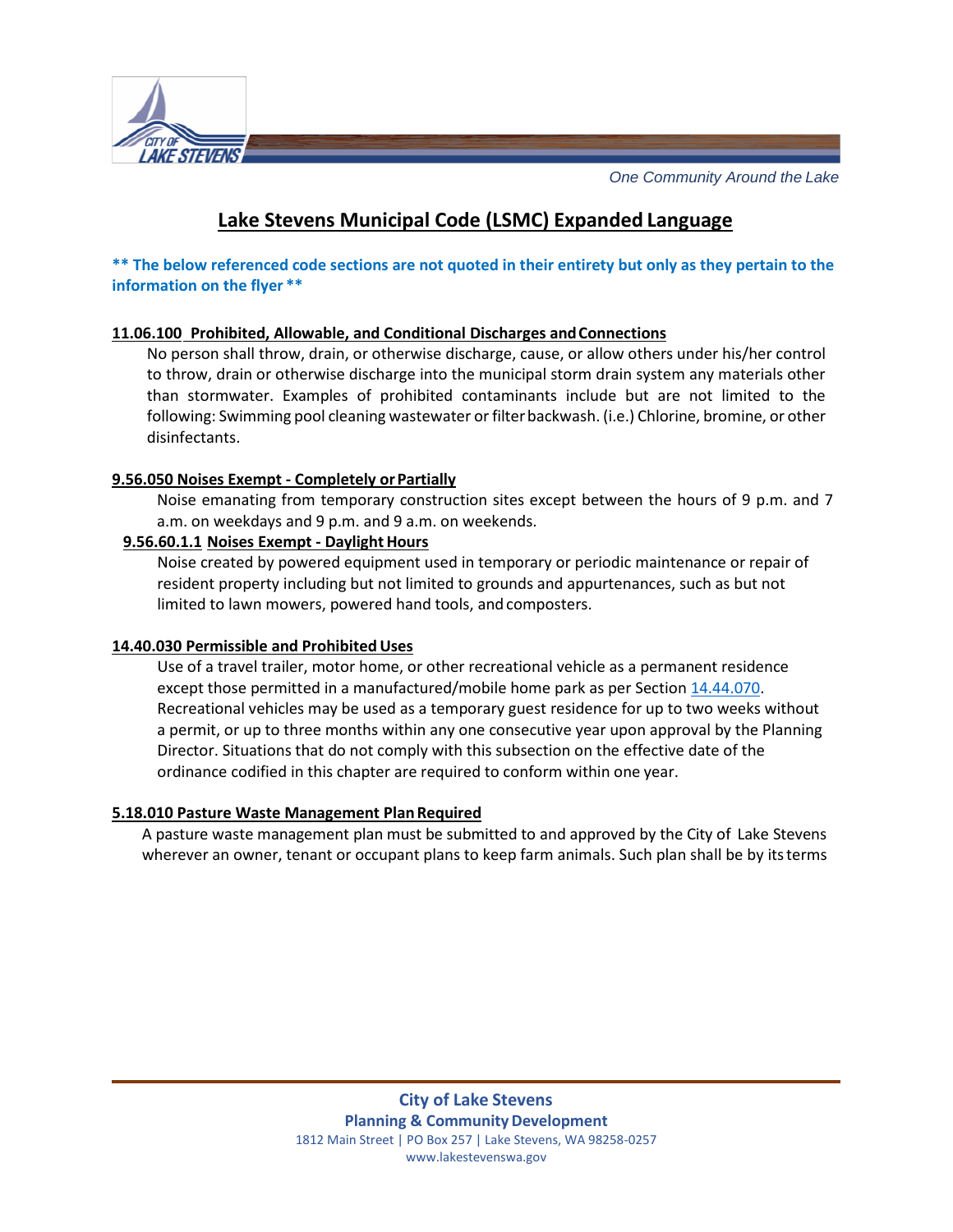*One Community Around the Lake*

# Lake Stevens Municipal Code (LSMC) Expanded Language

**\*\* The below referenced code sections are not quoted in their entirety but only as they pertain to the information on the flyer \*\***

**11.06.100 Prohibited, Allowable, and Conditional Discharges and Connections**

No person shall throw, drain, or otherwise discharge, cause, or allow others under his/her control to throw, drain or otherwise discharge into the municipal storm drain system any materials other than stormwater. Examples of prohibited contaminants include but are not limited to the following: Swimming pool cleaning wastewater or filter backwash. (i.e.) Chlorine, bromine, or other disinfectants.

**9.56.050 Noises Exempt - Completely or Partially**

Noise emanating from temporary construction sites except between the hours of 9 p.m. and 7 a.m. on weekdays and 9 p.m. and 9 a.m. on weekends.

**9.56.60.1.1 Noises Exempt - Daylight Hours**

Noise created by powered equipment used in temporary or periodic maintenance or repair of resident property including but not limited to grounds and appurtenances, such as but not limited to lawn mowers, powered hand tools, and composters.

**14.40.030 Permissible and Prohibited Uses**

Use of a travel trailer, motor home, or other recreational vehicle as a permanent residence except those permitted in a manufactured/mobile home park as per Section 14.44.070. Recreational vehicles may be used as a temporary guest residence for up to two weeks without a permit, or up to three months within any one consecutive year upon approval by the Planning Director. Situations that do not comply with this subsection on the effective date of the ordinance codified in this chapter are required to conform within one year.

**5.18.010 Pasture Waste Management Plan Required**

A pasture waste management plan must be submitted to and approved by the City of Lake Stevens wherever an owner, tenant or occupant plans to keep farm animals. Such plan shall be by its terms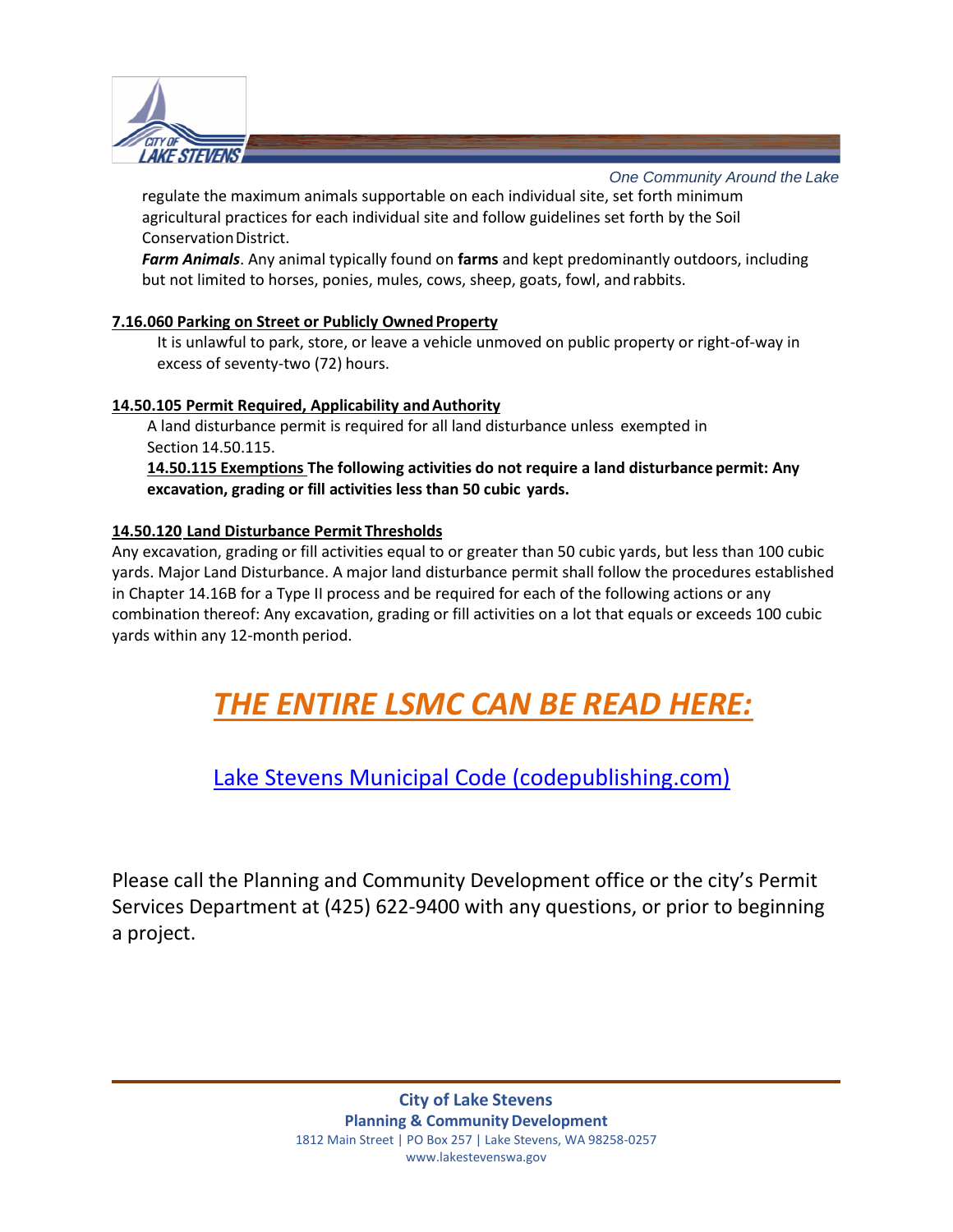regulate the maximum animals supportable on each individual site, set forth minimum agricultural practices for each individual site and follow guidelines set forth by the Soil Conservation District.

***Farm Animals***. Any animal typically found on **farms** and kept predominantly outdoors, including but not limited to horses, ponies, mules, cows, sheep, goats, fowl, and rabbits.

**7.16.060 Parking on Street or Publicly Owned Property**

It is unlawful to park, store, or leave a vehicle unmoved on public property or right-of-way in excess of seventy-two (72) hours.

**14.50.105 Permit Required, Applicability and Authority**

A land disturbance permit is required for all land disturbance unless exempted in Section 14.50.115.

**14.50.115 Exemptions The following activities do not require a land disturbance permit: Any excavation, grading or fill activities less than 50 cubic yards.**

**14.50.120 Land Disturbance Permit Thresholds**

Any excavation, grading or fill activities equal to or greater than 50 cubic yards, but less than 100 cubic yards. Major Land Disturbance. A major land disturbance permit shall follow the procedures established in Chapter 14.16B for a Type II process and be required for each of the following actions or any combination thereof: Any excavation, grading or fill activities on a lot that equals or exceeds 100 cubic yards within any 12-month period.

## *THE ENTIRE LSMC CAN BE READ HERE:*

Lake Stevens Municipal Code (codepublishing.com)

Please call the Planning and Community Development office or the city's Permit Services Department at (425) 622-9400 with any questions, or prior to beginning a project.

**City of Lake Stevens**
**Planning & Community Development**
1812 Main Street | PO Box 257 | Lake Stevens, WA 98258-0257
www.lakestevenswa.gov